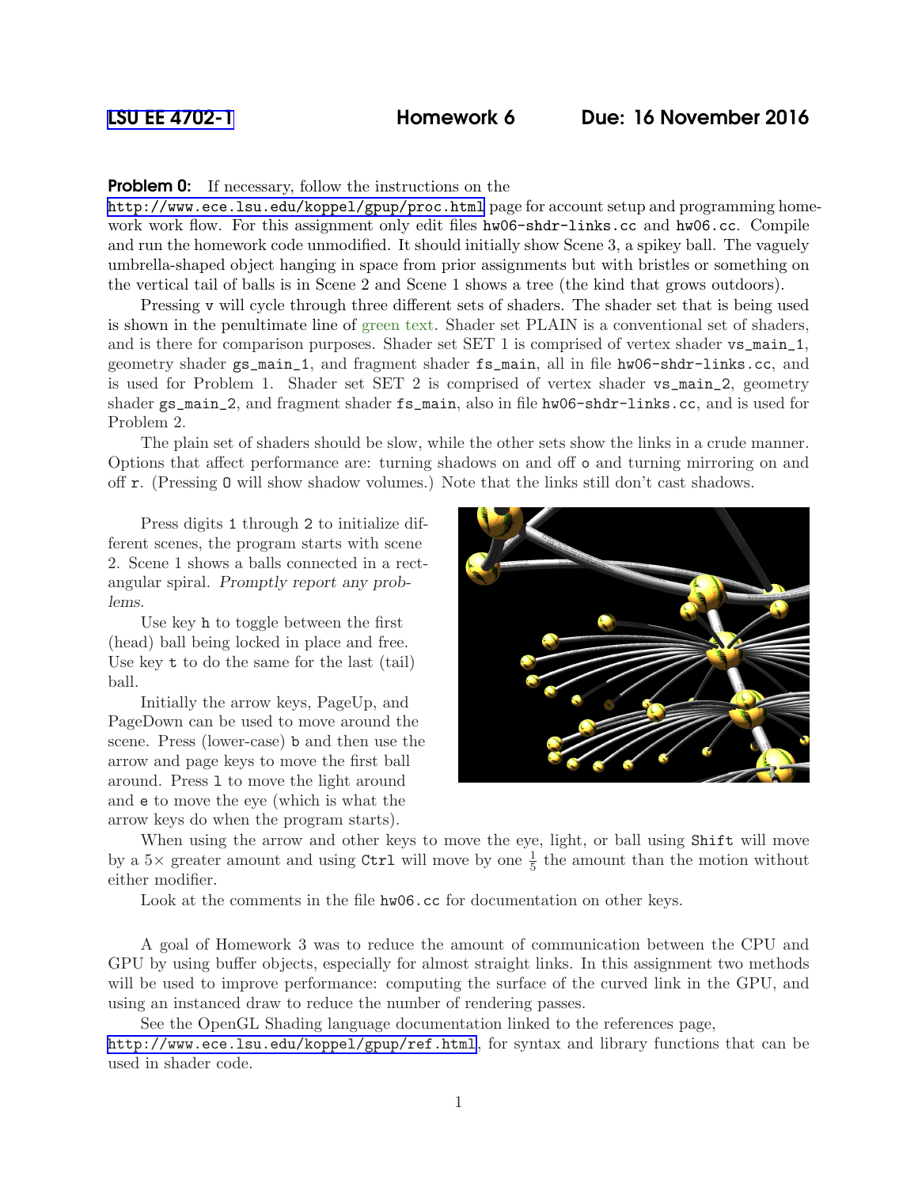LSU EE 4702-1 **Homework 6** **Due: 16 November 2016**

**Problem 0:** If necessary, follow the instructions on the http://www.ece.lsu.edu/koppel/gpup/proc.html page for account setup and programming homework work flow. For this assignment only edit files `hw06-shdr-links.cc` and `hw06.cc`. Compile and run the homework code unmodified. It should initially show Scene 3, a spikey ball. The vaguely umbrella-shaped object hanging in space from prior assignments but with bristles or something on the vertical tail of balls is in Scene 2 and Scene 1 shows a tree (the kind that grows outdoors).

Pressing `v` will cycle through three different sets of shaders. The shader set that is being used is shown in the penultimate line of green text. Shader set PLAIN is a conventional set of shaders, and is there for comparison purposes. Shader set SET 1 is comprised of vertex shader `vs_main_1`, geometry shader `gs_main_1`, and fragment shader `fs_main`, all in file `hw06-shdr-links.cc`, and is used for Problem 1. Shader set SET 2 is comprised of vertex shader `vs_main_2`, geometry shader `gs_main_2`, and fragment shader `fs_main`, also in file `hw06-shdr-links.cc`, and is used for Problem 2.

The plain set of shaders should be slow, while the other sets show the links in a crude manner. Options that affect performance are: turning shadows on and off `o` and turning mirroring on and off `r`. (Pressing `O` will show shadow volumes.) Note that the links still don't cast shadows.

Press digits `1` through `2` to initialize different scenes, the program starts with scene 2. Scene 1 shows a balls connected in a rectangular spiral. *Promptly report any problems.*

Use key `h` to toggle between the first (head) ball being locked in place and free. Use key `t` to do the same for the last (tail) ball.

Initially the arrow keys, PageUp, and PageDown can be used to move around the scene. Press (lower-case) `b` and then use the arrow and page keys to move the first ball around. Press `l` to move the light around and `e` to move the eye (which is what the arrow keys do when the program starts).

When using the arrow and other keys to move the eye, light, or ball using `Shift` will move by a 5× greater amount and using `Ctrl` will move by one $\frac{1}{5}$ the amount than the motion without either modifier.

Look at the comments in the file `hw06.cc` for documentation on other keys.

A goal of Homework 3 was to reduce the amount of communication between the CPU and GPU by using buffer objects, especially for almost straight links. In this assignment two methods will be used to improve performance: computing the surface of the curved link in the GPU, and using an instanced draw to reduce the number of rendering passes.

See the OpenGL Shading language documentation linked to the references page, http://www.ece.lsu.edu/koppel/gpup/ref.html, for syntax and library functions that can be used in shader code.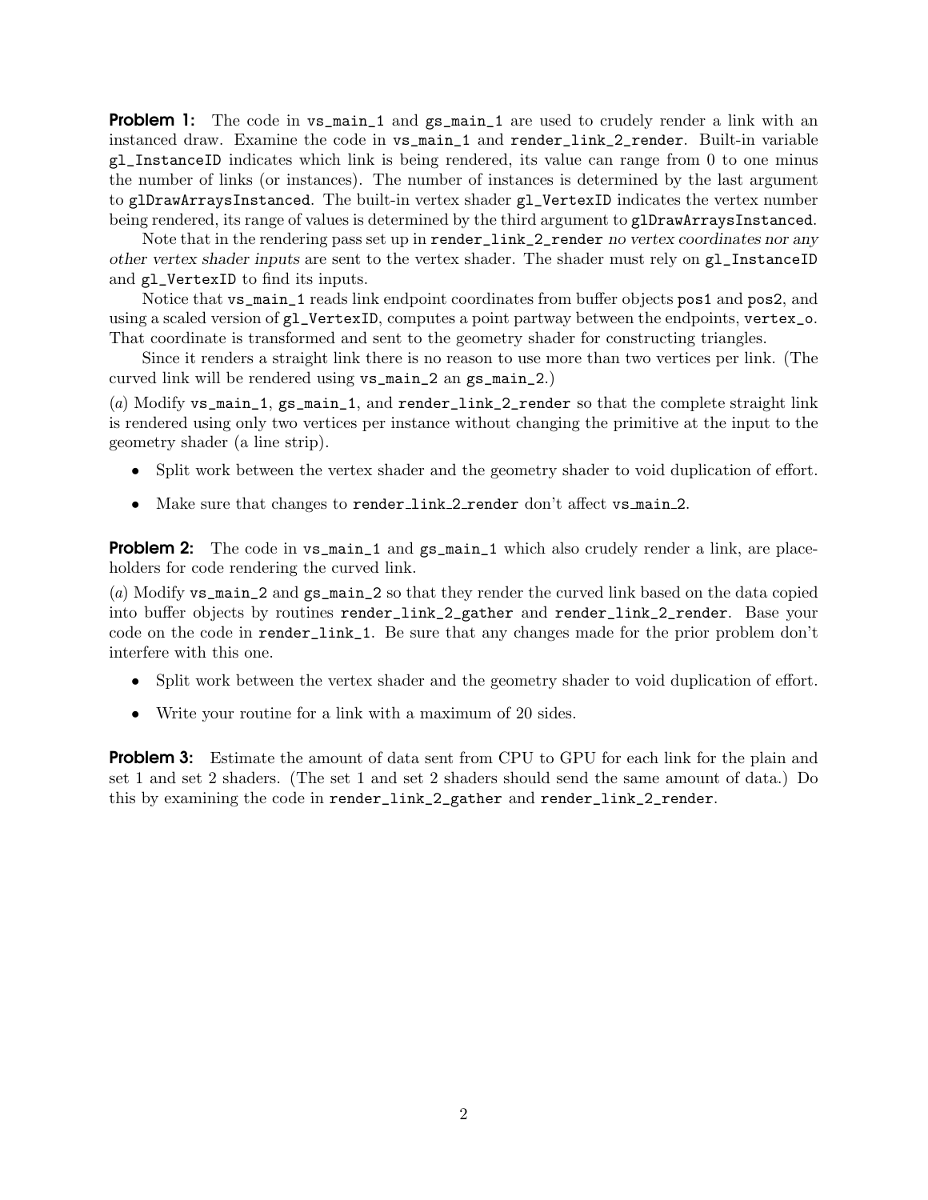**Problem 1:** The code in `vs_main_1` and `gs_main_1` are used to crudely render a link with an instanced draw. Examine the code in `vs_main_1` and `render_link_2_render`. Built-in variable `gl_InstanceID` indicates which link is being rendered, its value can range from 0 to one minus the number of links (or instances). The number of instances is determined by the last argument to `glDrawArraysInstanced`. The built-in vertex shader `gl_VertexID` indicates the vertex number being rendered, its range of values is determined by the third argument to `glDrawArraysInstanced`.

Note that in the rendering pass set up in `render_link_2_render` *no vertex coordinates nor any other vertex shader inputs* are sent to the vertex shader. The shader must rely on `gl_InstanceID` and `gl_VertexID` to find its inputs.

Notice that `vs_main_1` reads link endpoint coordinates from buffer objects `pos1` and `pos2`, and using a scaled version of `gl_VertexID`, computes a point partway between the endpoints, `vertex_o`. That coordinate is transformed and sent to the geometry shader for constructing triangles.

Since it renders a straight link there is no reason to use more than two vertices per link. (The curved link will be rendered using `vs_main_2` an `gs_main_2`.)

(*a*) Modify `vs_main_1`, `gs_main_1`, and `render_link_2_render` so that the complete straight link is rendered using only two vertices per instance without changing the primitive at the input to the geometry shader (a line strip).

- Split work between the vertex shader and the geometry shader to void duplication of effort.
- Make sure that changes to `render_link_2_render` don't affect `vs_main_2`.

**Problem 2:** The code in `vs_main_1` and `gs_main_1` which also crudely render a link, are placeholders for code rendering the curved link.

(*a*) Modify `vs_main_2` and `gs_main_2` so that they render the curved link based on the data copied into buffer objects by routines `render_link_2_gather` and `render_link_2_render`. Base your code on the code in `render_link_1`. Be sure that any changes made for the prior problem don't interfere with this one.

- Split work between the vertex shader and the geometry shader to void duplication of effort.
- Write your routine for a link with a maximum of 20 sides.

**Problem 3:** Estimate the amount of data sent from CPU to GPU for each link for the plain and set 1 and set 2 shaders. (The set 1 and set 2 shaders should send the same amount of data.) Do this by examining the code in `render_link_2_gather` and `render_link_2_render`.